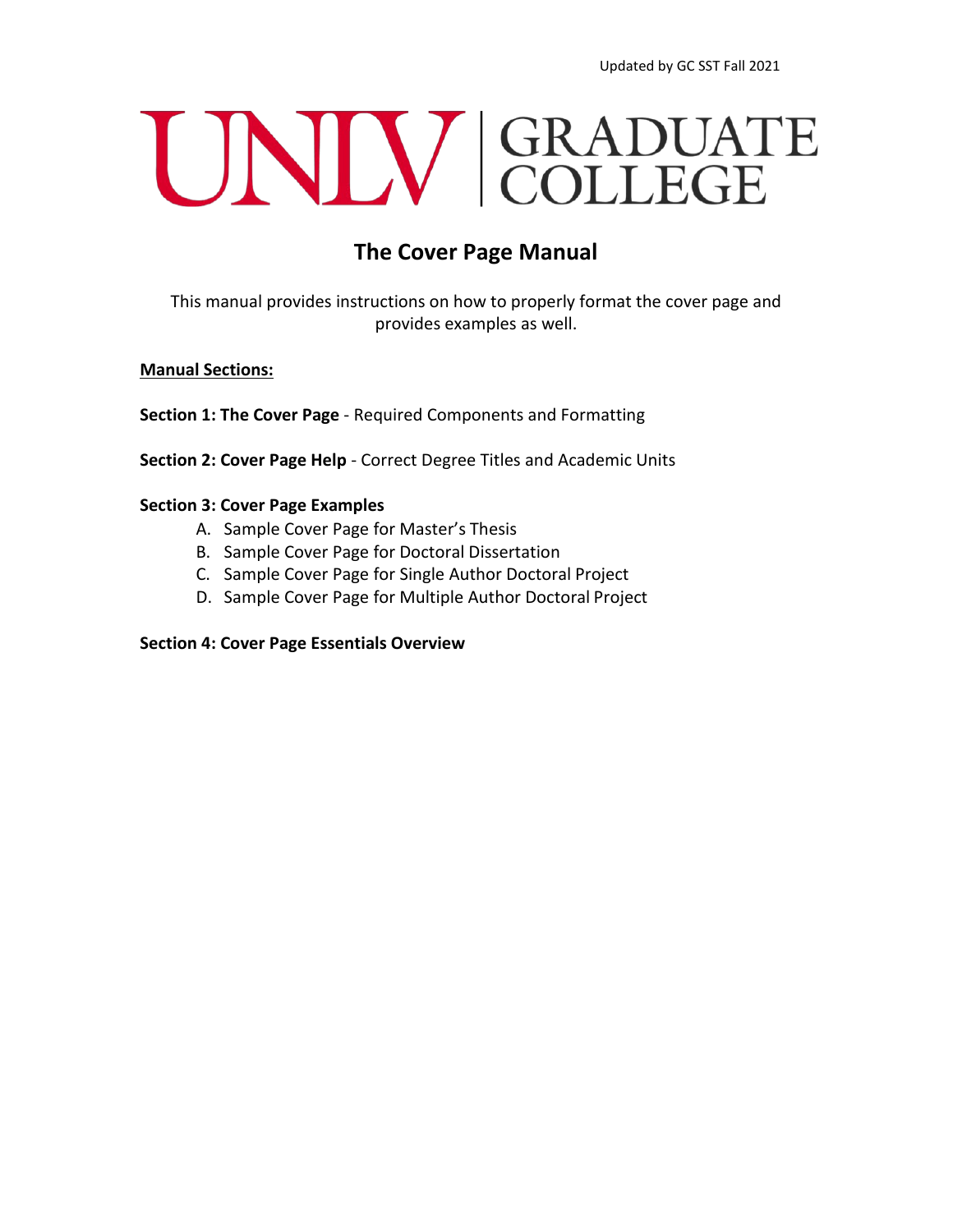Updated by GC SST Fall 2021

UNLV | GRADUATE COLLEGE

# The Cover Page Manual

This manual provides instructions on how to properly format the cover page and provides examples as well.

**Manual Sections:**

**Section 1: The Cover Page** - Required Components and Formatting

**Section 2: Cover Page Help** - Correct Degree Titles and Academic Units

**Section 3: Cover Page Examples**

A. Sample Cover Page for Master's Thesis
B. Sample Cover Page for Doctoral Dissertation
C. Sample Cover Page for Single Author Doctoral Project
D. Sample Cover Page for Multiple Author Doctoral Project

**Section 4: Cover Page Essentials Overview**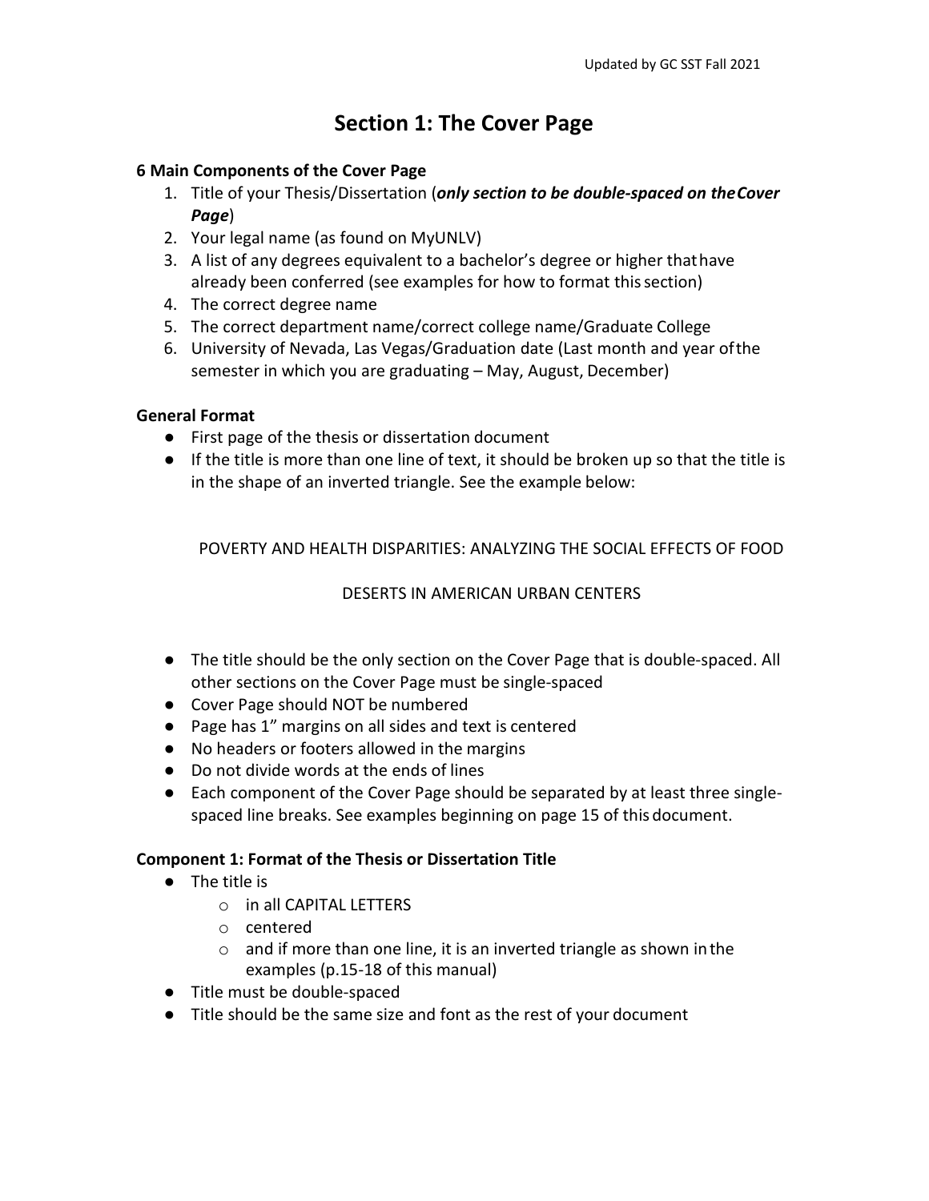# Section 1: The Cover Page

**6 Main Components of the Cover Page**

1. Title of your Thesis/Dissertation (***only section to be double-spaced on the Cover Page***)
2. Your legal name (as found on MyUNLV)
3. A list of any degrees equivalent to a bachelor's degree or higher that have already been conferred (see examples for how to format this section)
4. The correct degree name
5. The correct department name/correct college name/Graduate College
6. University of Nevada, Las Vegas/Graduation date (Last month and year of the semester in which you are graduating – May, August, December)

**General Format**

- First page of the thesis or dissertation document
- If the title is more than one line of text, it should be broken up so that the title is in the shape of an inverted triangle. See the example below:

POVERTY AND HEALTH DISPARITIES: ANALYZING THE SOCIAL EFFECTS OF FOOD

DESERTS IN AMERICAN URBAN CENTERS

- The title should be the only section on the Cover Page that is double-spaced. All other sections on the Cover Page must be single-spaced
- Cover Page should NOT be numbered
- Page has 1" margins on all sides and text is centered
- No headers or footers allowed in the margins
- Do not divide words at the ends of lines
- Each component of the Cover Page should be separated by at least three single-spaced line breaks. See examples beginning on page 15 of this document.

**Component 1: Format of the Thesis or Dissertation Title**

- The title is
  - in all CAPITAL LETTERS
  - centered
  - and if more than one line, it is an inverted triangle as shown in the examples (p.15-18 of this manual)
- Title must be double-spaced
- Title should be the same size and font as the rest of your document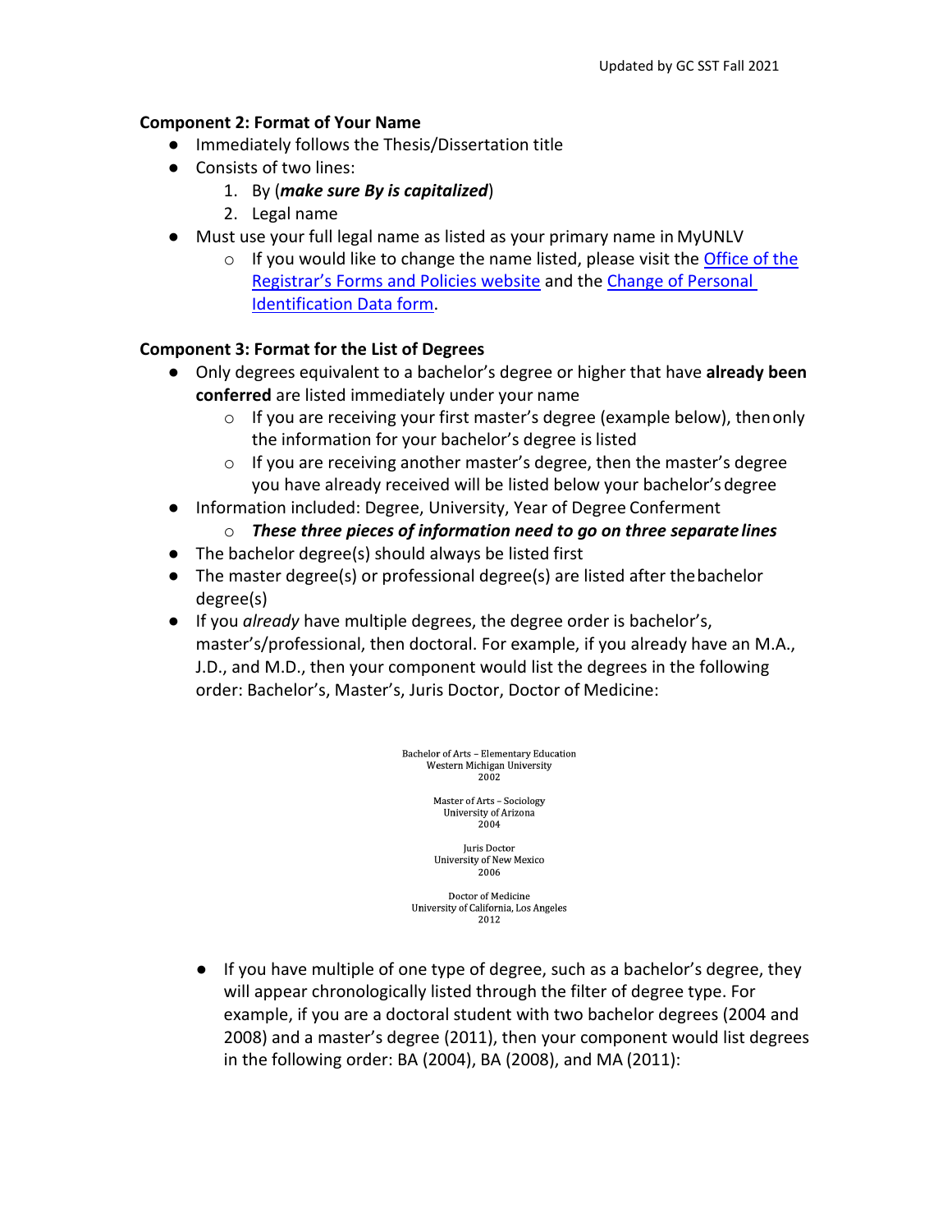**Component 2: Format of Your Name**

- Immediately follows the Thesis/Dissertation title
- Consists of two lines:
  1. By (***make sure By is capitalized***)
  2. Legal name
- Must use your full legal name as listed as your primary name in MyUNLV
  - If you would like to change the name listed, please visit the Office of the Registrar's Forms and Policies website and the Change of Personal Identification Data form.

**Component 3: Format for the List of Degrees**

- Only degrees equivalent to a bachelor's degree or higher that have **already been conferred** are listed immediately under your name
  - If you are receiving your first master's degree (example below), then only the information for your bachelor's degree is listed
  - If you are receiving another master's degree, then the master's degree you have already received will be listed below your bachelor's degree
- Information included: Degree, University, Year of Degree Conferment
  - ***These three pieces of information need to go on three separate lines***
- The bachelor degree(s) should always be listed first
- The master degree(s) or professional degree(s) are listed after the bachelor degree(s)
- If you *already* have multiple degrees, the degree order is bachelor's, master's/professional, then doctoral. For example, if you already have an M.A., J.D., and M.D., then your component would list the degrees in the following order: Bachelor's, Master's, Juris Doctor, Doctor of Medicine:

Bachelor of Arts – Elementary Education
Western Michigan University
2002

Master of Arts – Sociology
University of Arizona
2004

Juris Doctor
University of New Mexico
2006

Doctor of Medicine
University of California, Los Angeles
2012

- If you have multiple of one type of degree, such as a bachelor's degree, they will appear chronologically listed through the filter of degree type. For example, if you are a doctoral student with two bachelor degrees (2004 and 2008) and a master's degree (2011), then your component would list degrees in the following order: BA (2004), BA (2008), and MA (2011):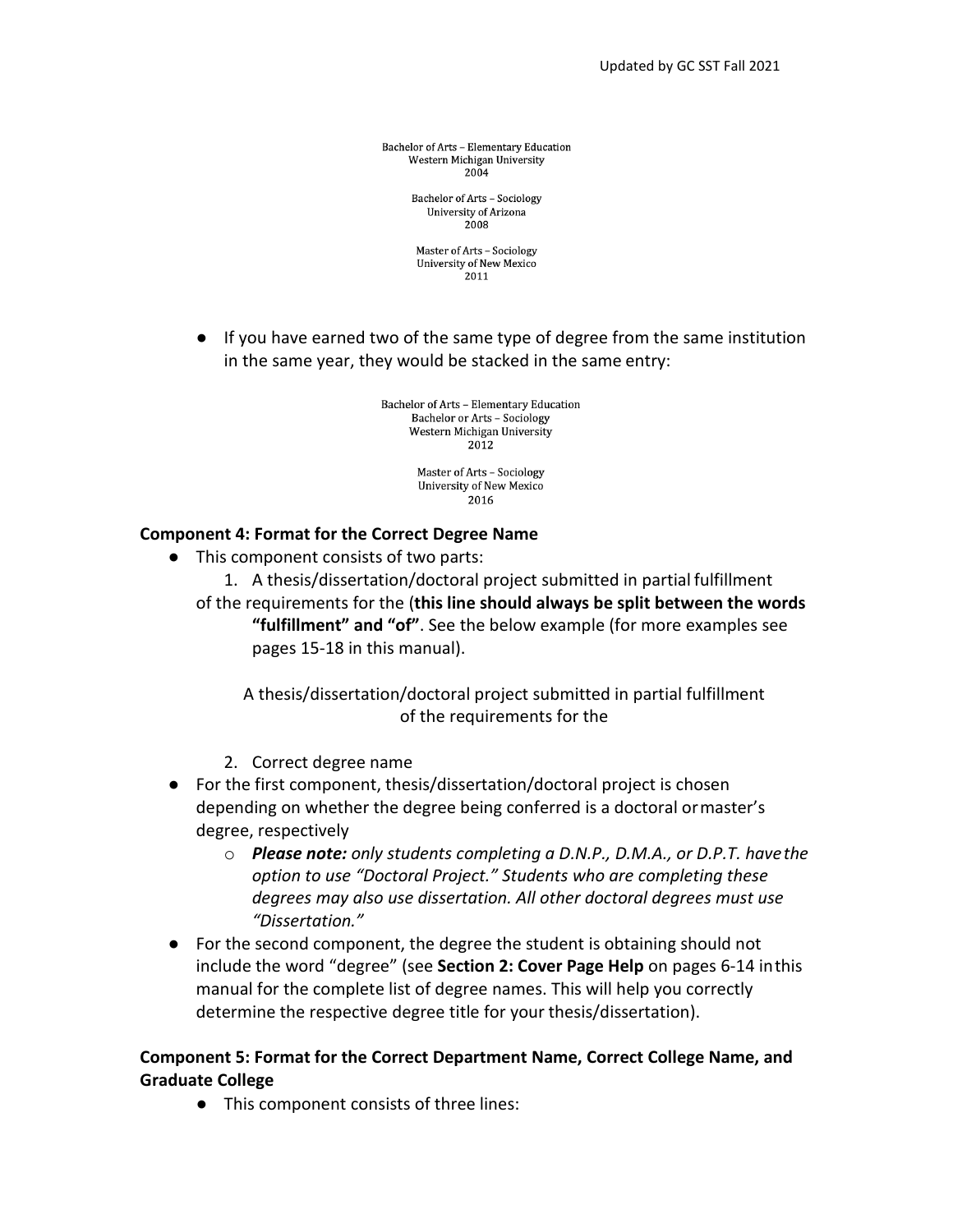Bachelor of Arts – Elementary Education
Western Michigan University
2004

Bachelor of Arts – Sociology
University of Arizona
2008

Master of Arts – Sociology
University of New Mexico
2011

- If you have earned two of the same type of degree from the same institution in the same year, they would be stacked in the same entry:

Bachelor of Arts – Elementary Education
Bachelor or Arts – Sociology
Western Michigan University
2012

Master of Arts – Sociology
University of New Mexico
2016

**Component 4: Format for the Correct Degree Name**

- This component consists of two parts:
  1. A thesis/dissertation/doctoral project submitted in partial fulfillment of the requirements for the (**this line should always be split between the words "fulfillment" and "of"**. See the below example (for more examples see pages 15-18 in this manual).

     A thesis/dissertation/doctoral project submitted in partial fulfillment
     of the requirements for the

  2. Correct degree name
- For the first component, thesis/dissertation/doctoral project is chosen depending on whether the degree being conferred is a doctoral or master's degree, respectively
  - ***Please note:*** *only students completing a D.N.P., D.M.A., or D.P.T. have the option to use "Doctoral Project." Students who are completing these degrees may also use dissertation. All other doctoral degrees must use "Dissertation."*
- For the second component, the degree the student is obtaining should not include the word "degree" (see **Section 2: Cover Page Help** on pages 6-14 in this manual for the complete list of degree names. This will help you correctly determine the respective degree title for your thesis/dissertation).

**Component 5: Format for the Correct Department Name, Correct College Name, and Graduate College**

- This component consists of three lines: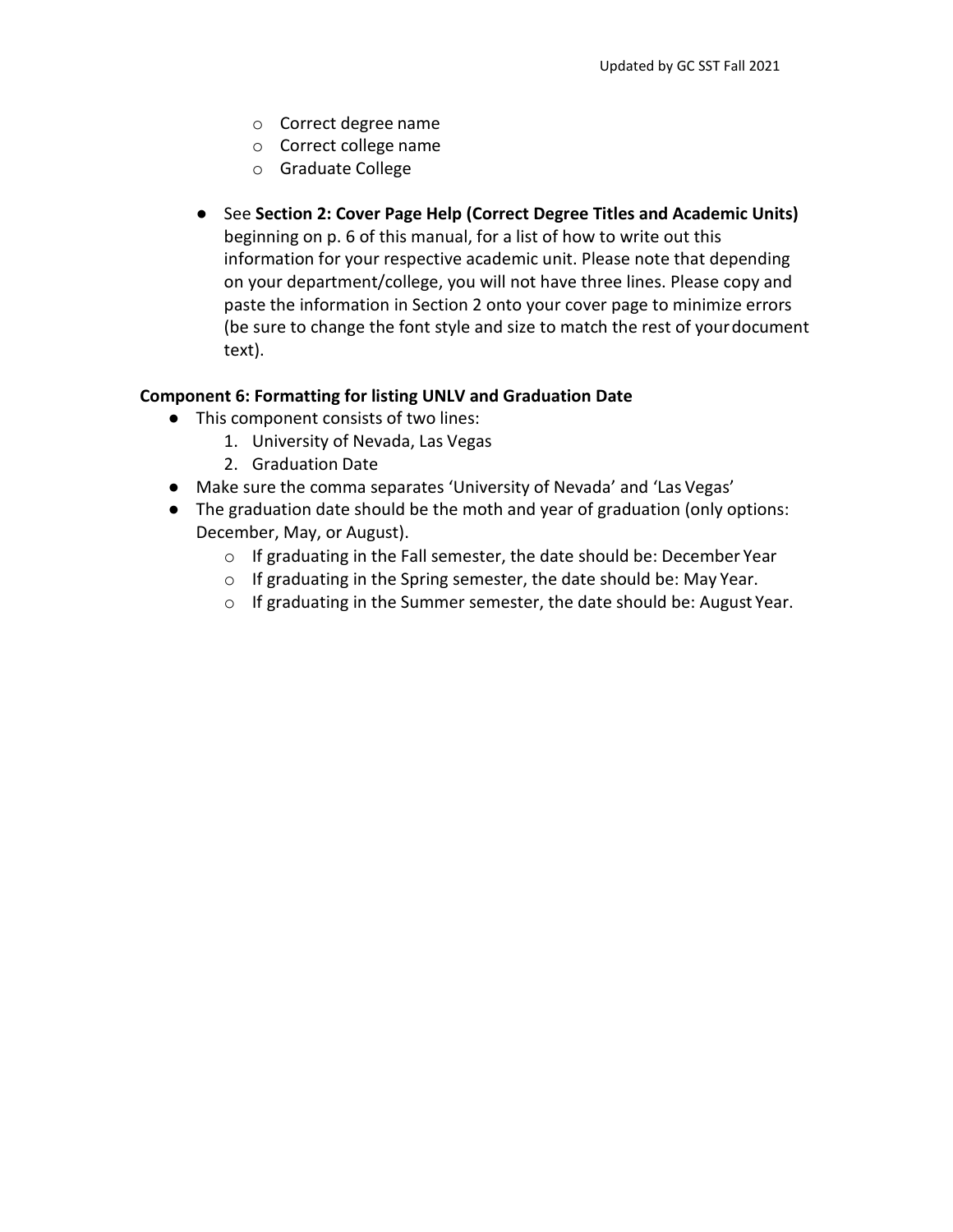- Correct degree name
  - Correct college name
  - Graduate College

- See **Section 2: Cover Page Help (Correct Degree Titles and Academic Units)** beginning on p. 6 of this manual, for a list of how to write out this information for your respective academic unit. Please note that depending on your department/college, you will not have three lines. Please copy and paste the information in Section 2 onto your cover page to minimize errors (be sure to change the font style and size to match the rest of your document text).

**Component 6: Formatting for listing UNLV and Graduation Date**

- This component consists of two lines:
  1. University of Nevada, Las Vegas
  2. Graduation Date
- Make sure the comma separates 'University of Nevada' and 'Las Vegas'
- The graduation date should be the moth and year of graduation (only options: December, May, or August).
  - If graduating in the Fall semester, the date should be: December Year
  - If graduating in the Spring semester, the date should be: May Year.
  - If graduating in the Summer semester, the date should be: August Year.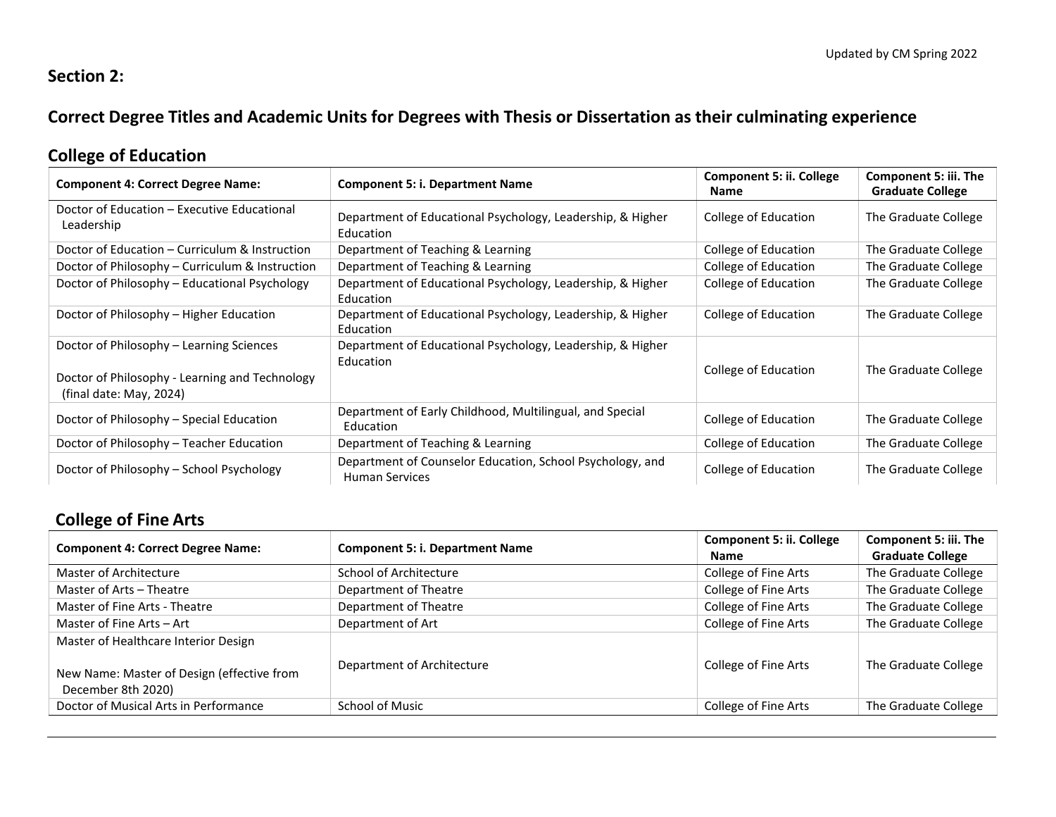## Section 2:

## Correct Degree Titles and Academic Units for Degrees with Thesis or Dissertation as their culminating experience

### College of Education

| Component 4: Correct Degree Name: | Component 5: i. Department Name | Component 5: ii. College Name | Component 5: iii. The Graduate College |
|---|---|---|---|
| Doctor of Education – Executive Educational Leadership | Department of Educational Psychology, Leadership, & Higher Education | College of Education | The Graduate College |
| Doctor of Education – Curriculum & Instruction | Department of Teaching & Learning | College of Education | The Graduate College |
| Doctor of Philosophy – Curriculum & Instruction | Department of Teaching & Learning | College of Education | The Graduate College |
| Doctor of Philosophy – Educational Psychology | Department of Educational Psychology, Leadership, & Higher Education | College of Education | The Graduate College |
| Doctor of Philosophy – Higher Education | Department of Educational Psychology, Leadership, & Higher Education | College of Education | The Graduate College |
| Doctor of Philosophy – Learning Sciences<br><br>Doctor of Philosophy - Learning and Technology (final date: May, 2024) | Department of Educational Psychology, Leadership, & Higher Education | College of Education | The Graduate College |
| Doctor of Philosophy – Special Education | Department of Early Childhood, Multilingual, and Special Education | College of Education | The Graduate College |
| Doctor of Philosophy – Teacher Education | Department of Teaching & Learning | College of Education | The Graduate College |
| Doctor of Philosophy – School Psychology | Department of Counselor Education, School Psychology, and Human Services | College of Education | The Graduate College |

### College of Fine Arts

| Component 4: Correct Degree Name: | Component 5: i. Department Name | Component 5: ii. College Name | Component 5: iii. The Graduate College |
|---|---|---|---|
| Master of Architecture | School of Architecture | College of Fine Arts | The Graduate College |
| Master of Arts – Theatre | Department of Theatre | College of Fine Arts | The Graduate College |
| Master of Fine Arts - Theatre | Department of Theatre | College of Fine Arts | The Graduate College |
| Master of Fine Arts – Art | Department of Art | College of Fine Arts | The Graduate College |
| Master of Healthcare Interior Design<br><br>New Name: Master of Design (effective from December 8th 2020) | Department of Architecture | College of Fine Arts | The Graduate College |
| Doctor of Musical Arts in Performance | School of Music | College of Fine Arts | The Graduate College |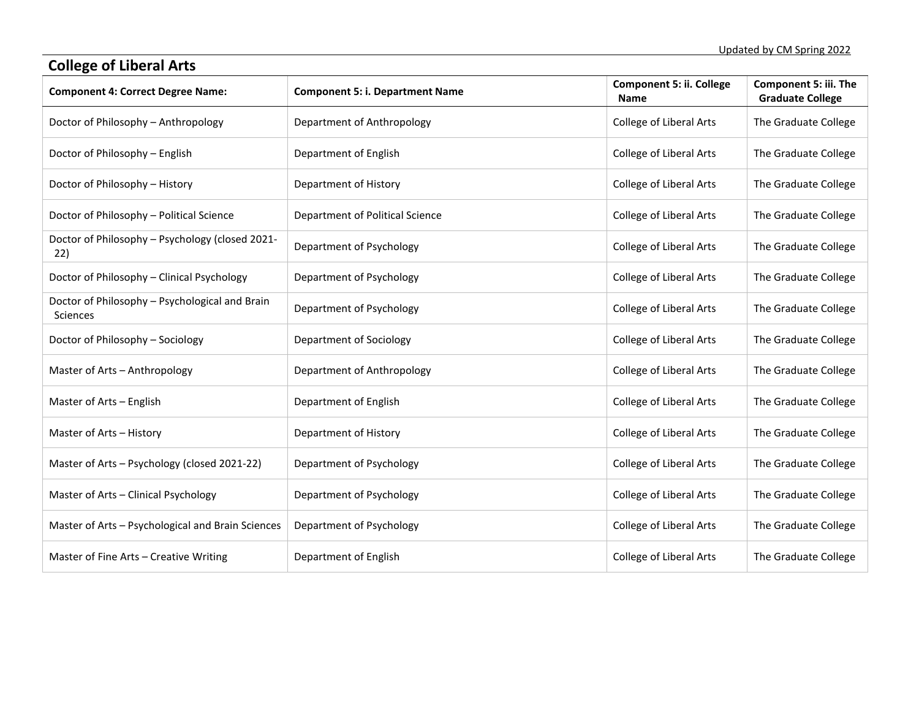Updated by CM Spring 2022

## College of Liberal Arts

| Component 4: Correct Degree Name: | Component 5: i. Department Name | Component 5: ii. College Name | Component 5: iii. The Graduate College |
|---|---|---|---|
| Doctor of Philosophy – Anthropology | Department of Anthropology | College of Liberal Arts | The Graduate College |
| Doctor of Philosophy – English | Department of English | College of Liberal Arts | The Graduate College |
| Doctor of Philosophy – History | Department of History | College of Liberal Arts | The Graduate College |
| Doctor of Philosophy – Political Science | Department of Political Science | College of Liberal Arts | The Graduate College |
| Doctor of Philosophy – Psychology (closed 2021-22) | Department of Psychology | College of Liberal Arts | The Graduate College |
| Doctor of Philosophy – Clinical Psychology | Department of Psychology | College of Liberal Arts | The Graduate College |
| Doctor of Philosophy – Psychological and Brain Sciences | Department of Psychology | College of Liberal Arts | The Graduate College |
| Doctor of Philosophy – Sociology | Department of Sociology | College of Liberal Arts | The Graduate College |
| Master of Arts – Anthropology | Department of Anthropology | College of Liberal Arts | The Graduate College |
| Master of Arts – English | Department of English | College of Liberal Arts | The Graduate College |
| Master of Arts – History | Department of History | College of Liberal Arts | The Graduate College |
| Master of Arts – Psychology (closed 2021-22) | Department of Psychology | College of Liberal Arts | The Graduate College |
| Master of Arts – Clinical Psychology | Department of Psychology | College of Liberal Arts | The Graduate College |
| Master of Arts – Psychological and Brain Sciences | Department of Psychology | College of Liberal Arts | The Graduate College |
| Master of Fine Arts – Creative Writing | Department of English | College of Liberal Arts | The Graduate College |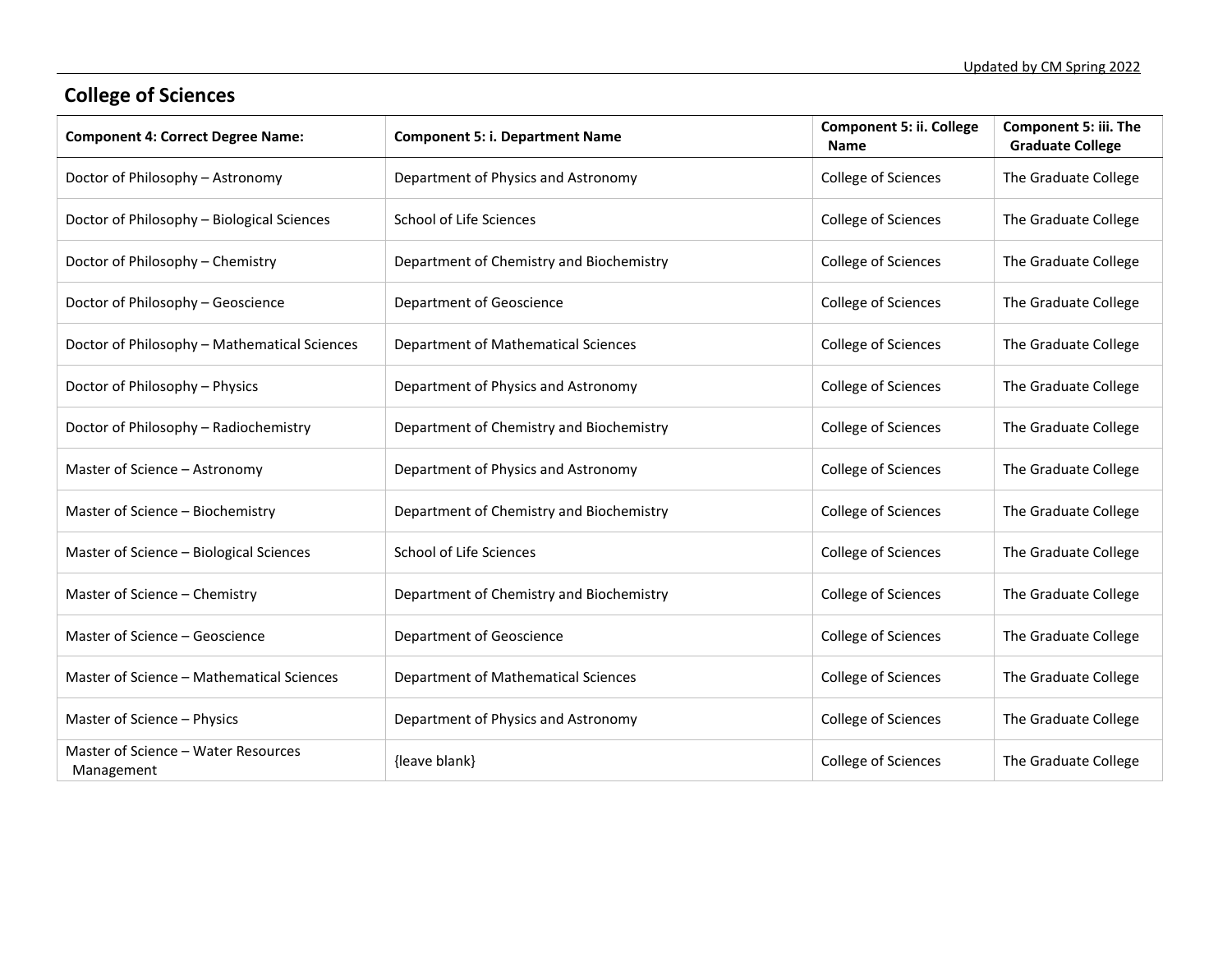## College of Sciences

| Component 4: Correct Degree Name: | Component 5: i. Department Name | Component 5: ii. College Name | Component 5: iii. The Graduate College |
|---|---|---|---|
| Doctor of Philosophy – Astronomy | Department of Physics and Astronomy | College of Sciences | The Graduate College |
| Doctor of Philosophy – Biological Sciences | School of Life Sciences | College of Sciences | The Graduate College |
| Doctor of Philosophy – Chemistry | Department of Chemistry and Biochemistry | College of Sciences | The Graduate College |
| Doctor of Philosophy – Geoscience | Department of Geoscience | College of Sciences | The Graduate College |
| Doctor of Philosophy – Mathematical Sciences | Department of Mathematical Sciences | College of Sciences | The Graduate College |
| Doctor of Philosophy – Physics | Department of Physics and Astronomy | College of Sciences | The Graduate College |
| Doctor of Philosophy – Radiochemistry | Department of Chemistry and Biochemistry | College of Sciences | The Graduate College |
| Master of Science – Astronomy | Department of Physics and Astronomy | College of Sciences | The Graduate College |
| Master of Science – Biochemistry | Department of Chemistry and Biochemistry | College of Sciences | The Graduate College |
| Master of Science – Biological Sciences | School of Life Sciences | College of Sciences | The Graduate College |
| Master of Science – Chemistry | Department of Chemistry and Biochemistry | College of Sciences | The Graduate College |
| Master of Science – Geoscience | Department of Geoscience | College of Sciences | The Graduate College |
| Master of Science – Mathematical Sciences | Department of Mathematical Sciences | College of Sciences | The Graduate College |
| Master of Science – Physics | Department of Physics and Astronomy | College of Sciences | The Graduate College |
| Master of Science – Water Resources Management | {leave blank} | College of Sciences | The Graduate College |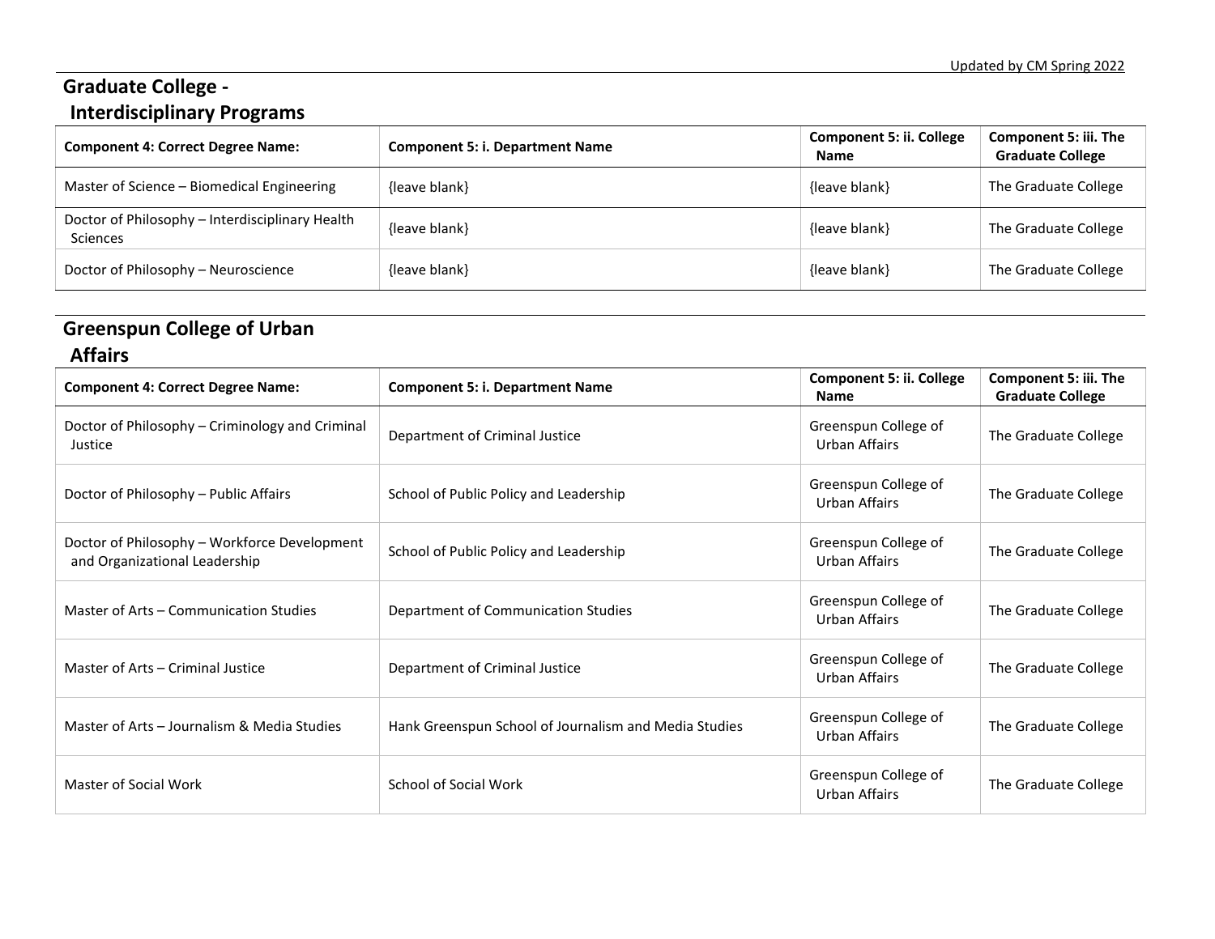## Graduate College - Interdisciplinary Programs

| Component 4: Correct Degree Name: | Component 5: i. Department Name | Component 5: ii. College Name | Component 5: iii. The Graduate College |
|---|---|---|---|
| Master of Science – Biomedical Engineering | {leave blank} | {leave blank} | The Graduate College |
| Doctor of Philosophy – Interdisciplinary Health Sciences | {leave blank} | {leave blank} | The Graduate College |
| Doctor of Philosophy – Neuroscience | {leave blank} | {leave blank} | The Graduate College |

## Greenspun College of Urban Affairs

| Component 4: Correct Degree Name: | Component 5: i. Department Name | Component 5: ii. College Name | Component 5: iii. The Graduate College |
|---|---|---|---|
| Doctor of Philosophy – Criminology and Criminal Justice | Department of Criminal Justice | Greenspun College of Urban Affairs | The Graduate College |
| Doctor of Philosophy – Public Affairs | School of Public Policy and Leadership | Greenspun College of Urban Affairs | The Graduate College |
| Doctor of Philosophy – Workforce Development and Organizational Leadership | School of Public Policy and Leadership | Greenspun College of Urban Affairs | The Graduate College |
| Master of Arts – Communication Studies | Department of Communication Studies | Greenspun College of Urban Affairs | The Graduate College |
| Master of Arts – Criminal Justice | Department of Criminal Justice | Greenspun College of Urban Affairs | The Graduate College |
| Master of Arts – Journalism & Media Studies | Hank Greenspun School of Journalism and Media Studies | Greenspun College of Urban Affairs | The Graduate College |
| Master of Social Work | School of Social Work | Greenspun College of Urban Affairs | The Graduate College |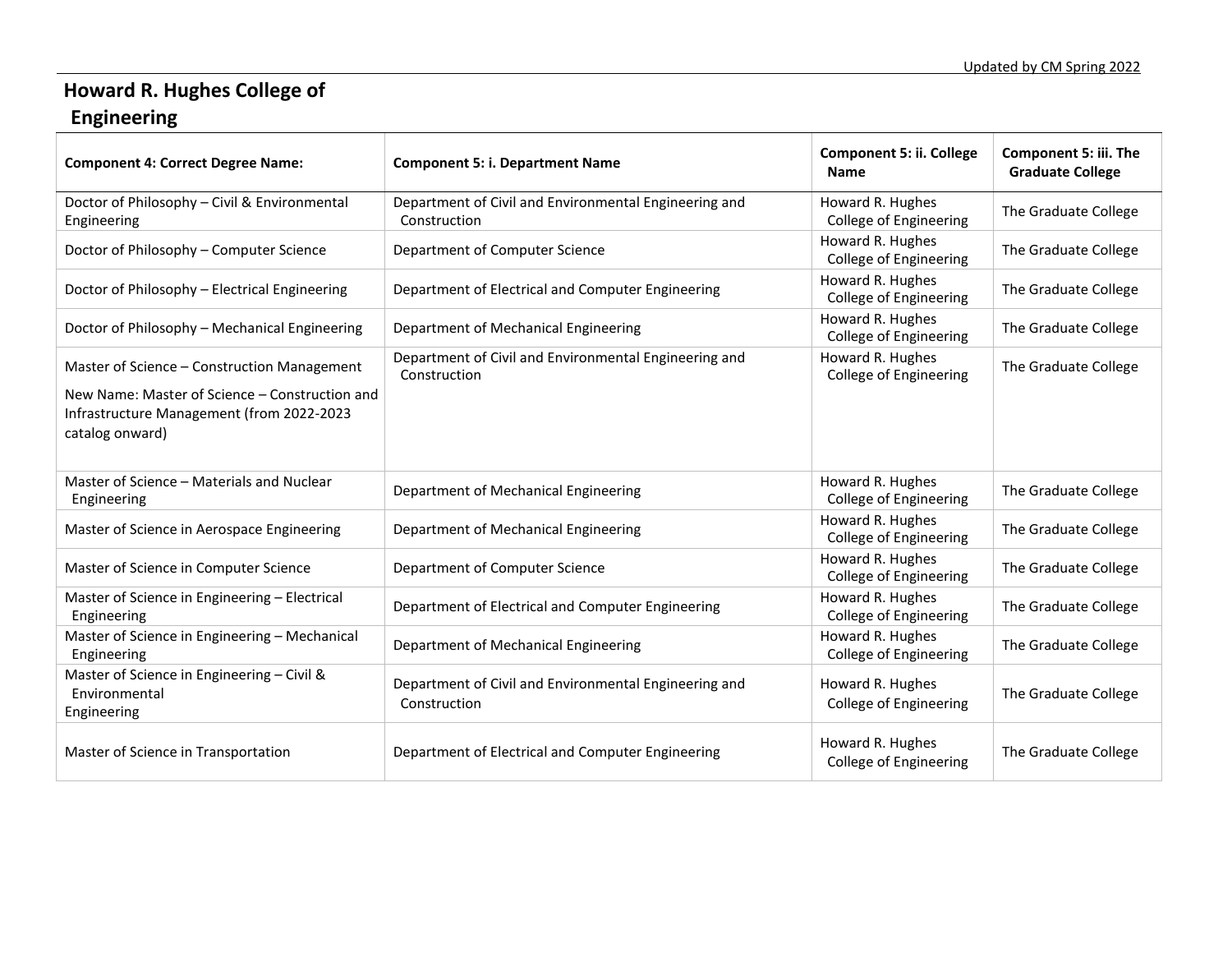# Howard R. Hughes College of Engineering

| Component 4: Correct Degree Name: | Component 5: i. Department Name | Component 5: ii. College Name | Component 5: iii. The Graduate College |
|---|---|---|---|
| Doctor of Philosophy – Civil & Environmental Engineering | Department of Civil and Environmental Engineering and Construction | Howard R. Hughes College of Engineering | The Graduate College |
| Doctor of Philosophy – Computer Science | Department of Computer Science | Howard R. Hughes College of Engineering | The Graduate College |
| Doctor of Philosophy – Electrical Engineering | Department of Electrical and Computer Engineering | Howard R. Hughes College of Engineering | The Graduate College |
| Doctor of Philosophy – Mechanical Engineering | Department of Mechanical Engineering | Howard R. Hughes College of Engineering | The Graduate College |
| Master of Science – Construction Management<br><br>New Name: Master of Science – Construction and Infrastructure Management (from 2022-2023 catalog onward) | Department of Civil and Environmental Engineering and Construction | Howard R. Hughes College of Engineering | The Graduate College |
| Master of Science – Materials and Nuclear Engineering | Department of Mechanical Engineering | Howard R. Hughes College of Engineering | The Graduate College |
| Master of Science in Aerospace Engineering | Department of Mechanical Engineering | Howard R. Hughes College of Engineering | The Graduate College |
| Master of Science in Computer Science | Department of Computer Science | Howard R. Hughes College of Engineering | The Graduate College |
| Master of Science in Engineering – Electrical Engineering | Department of Electrical and Computer Engineering | Howard R. Hughes College of Engineering | The Graduate College |
| Master of Science in Engineering – Mechanical Engineering | Department of Mechanical Engineering | Howard R. Hughes College of Engineering | The Graduate College |
| Master of Science in Engineering – Civil & Environmental Engineering | Department of Civil and Environmental Engineering and Construction | Howard R. Hughes College of Engineering | The Graduate College |
| Master of Science in Transportation | Department of Electrical and Computer Engineering | Howard R. Hughes College of Engineering | The Graduate College |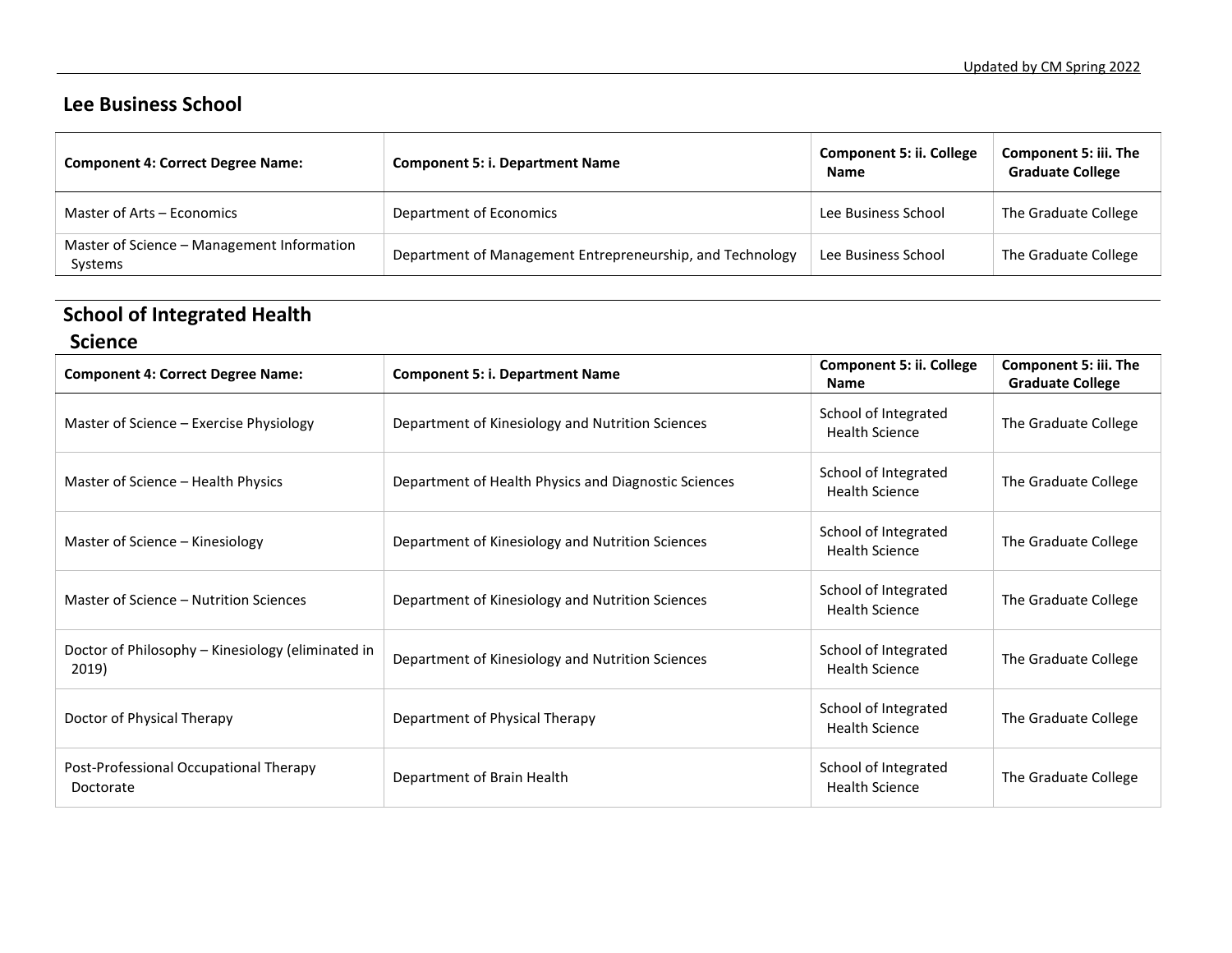## Lee Business School

| Component 4: Correct Degree Name: | Component 5: i. Department Name | Component 5: ii. College Name | Component 5: iii. The Graduate College |
|---|---|---|---|
| Master of Arts – Economics | Department of Economics | Lee Business School | The Graduate College |
| Master of Science – Management Information Systems | Department of Management Entrepreneurship, and Technology | Lee Business School | The Graduate College |

## School of Integrated Health Science

| Component 4: Correct Degree Name: | Component 5: i. Department Name | Component 5: ii. College Name | Component 5: iii. The Graduate College |
|---|---|---|---|
| Master of Science – Exercise Physiology | Department of Kinesiology and Nutrition Sciences | School of Integrated Health Science | The Graduate College |
| Master of Science – Health Physics | Department of Health Physics and Diagnostic Sciences | School of Integrated Health Science | The Graduate College |
| Master of Science – Kinesiology | Department of Kinesiology and Nutrition Sciences | School of Integrated Health Science | The Graduate College |
| Master of Science – Nutrition Sciences | Department of Kinesiology and Nutrition Sciences | School of Integrated Health Science | The Graduate College |
| Doctor of Philosophy – Kinesiology (eliminated in 2019) | Department of Kinesiology and Nutrition Sciences | School of Integrated Health Science | The Graduate College |
| Doctor of Physical Therapy | Department of Physical Therapy | School of Integrated Health Science | The Graduate College |
| Post-Professional Occupational Therapy Doctorate | Department of Brain Health | School of Integrated Health Science | The Graduate College |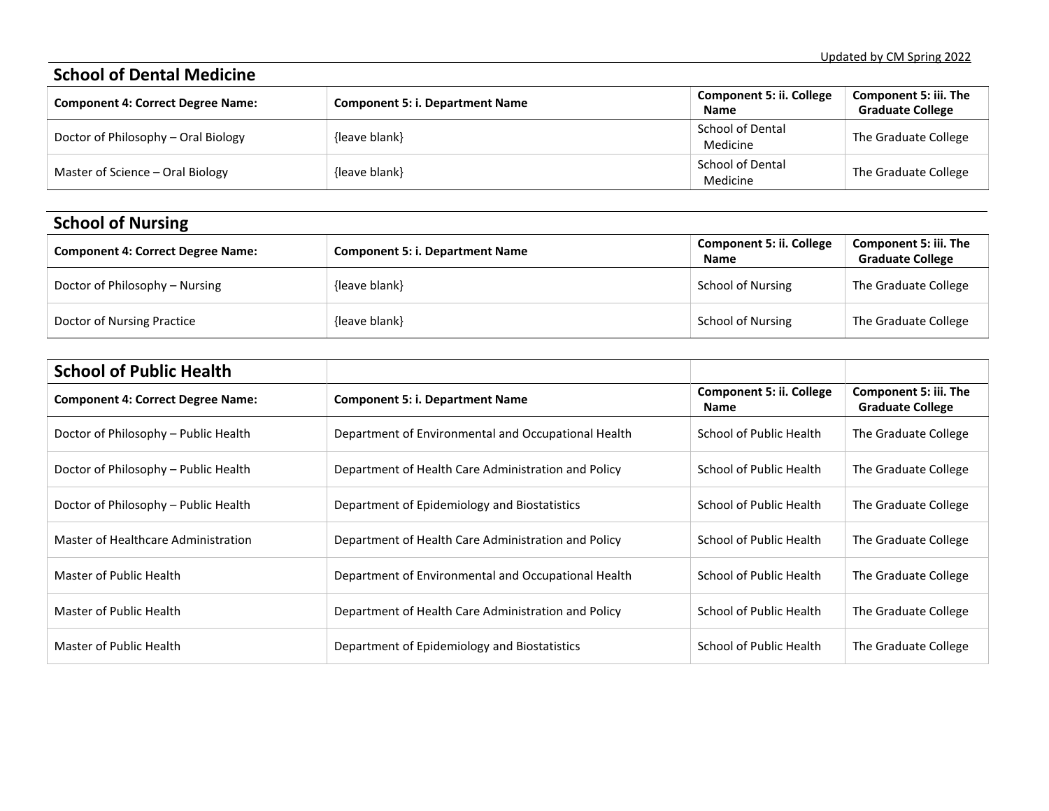## School of Dental Medicine

| Component 4: Correct Degree Name: | Component 5: i. Department Name | Component 5: ii. College Name | Component 5: iii. The Graduate College |
|---|---|---|---|
| Doctor of Philosophy – Oral Biology | {leave blank} | School of Dental Medicine | The Graduate College |
| Master of Science – Oral Biology | {leave blank} | School of Dental Medicine | The Graduate College |

## School of Nursing

| Component 4: Correct Degree Name: | Component 5: i. Department Name | Component 5: ii. College Name | Component 5: iii. The Graduate College |
|---|---|---|---|
| Doctor of Philosophy – Nursing | {leave blank} | School of Nursing | The Graduate College |
| Doctor of Nursing Practice | {leave blank} | School of Nursing | The Graduate College |

## School of Public Health

| Component 4: Correct Degree Name: | Component 5: i. Department Name | Component 5: ii. College Name | Component 5: iii. The Graduate College |
|---|---|---|---|
| Doctor of Philosophy – Public Health | Department of Environmental and Occupational Health | School of Public Health | The Graduate College |
| Doctor of Philosophy – Public Health | Department of Health Care Administration and Policy | School of Public Health | The Graduate College |
| Doctor of Philosophy – Public Health | Department of Epidemiology and Biostatistics | School of Public Health | The Graduate College |
| Master of Healthcare Administration | Department of Health Care Administration and Policy | School of Public Health | The Graduate College |
| Master of Public Health | Department of Environmental and Occupational Health | School of Public Health | The Graduate College |
| Master of Public Health | Department of Health Care Administration and Policy | School of Public Health | The Graduate College |
| Master of Public Health | Department of Epidemiology and Biostatistics | School of Public Health | The Graduate College |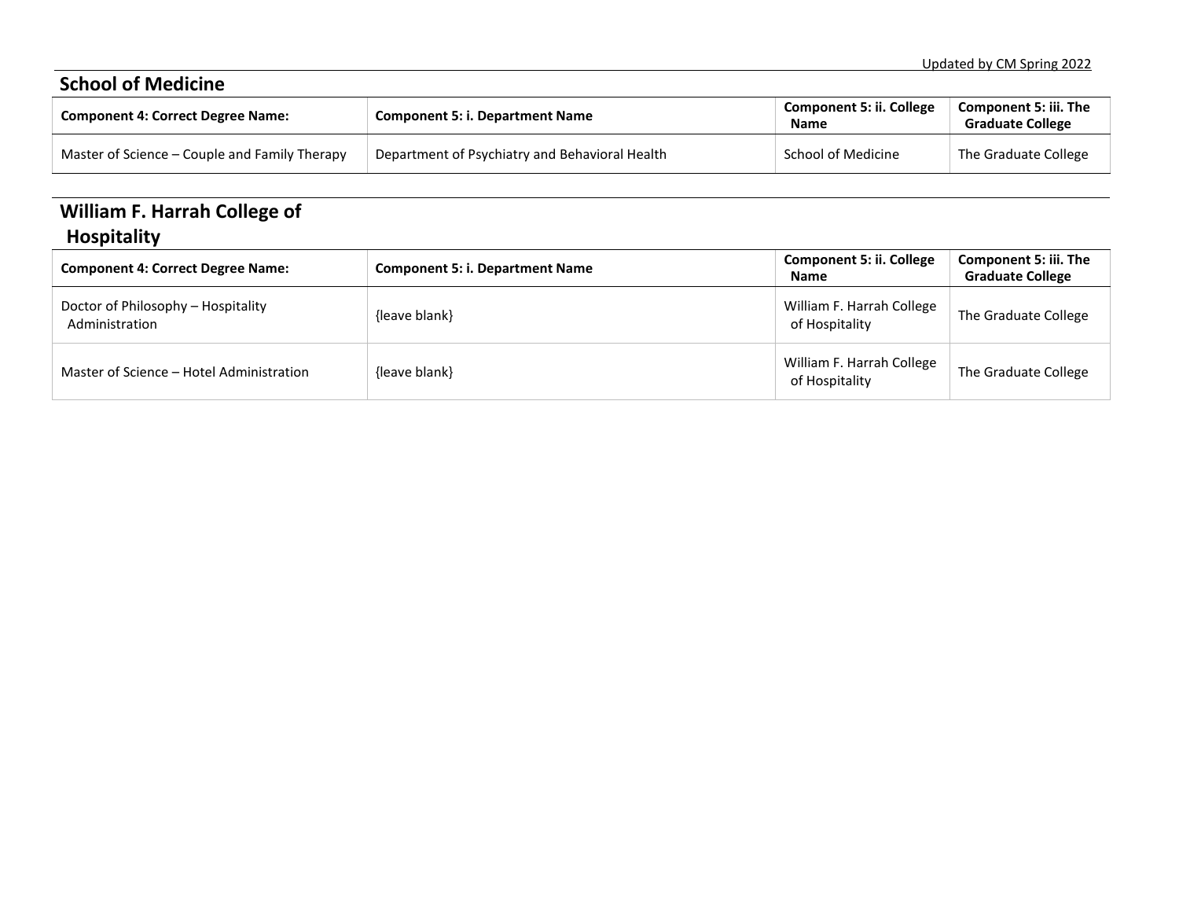## School of Medicine

| Component 4: Correct Degree Name: | Component 5: i. Department Name | Component 5: ii. College Name | Component 5: iii. The Graduate College |
|---|---|---|---|
| Master of Science – Couple and Family Therapy | Department of Psychiatry and Behavioral Health | School of Medicine | The Graduate College |

## William F. Harrah College of Hospitality

| Component 4: Correct Degree Name: | Component 5: i. Department Name | Component 5: ii. College Name | Component 5: iii. The Graduate College |
|---|---|---|---|
| Doctor of Philosophy – Hospitality Administration | {leave blank} | William F. Harrah College of Hospitality | The Graduate College |
| Master of Science – Hotel Administration | {leave blank} | William F. Harrah College of Hospitality | The Graduate College |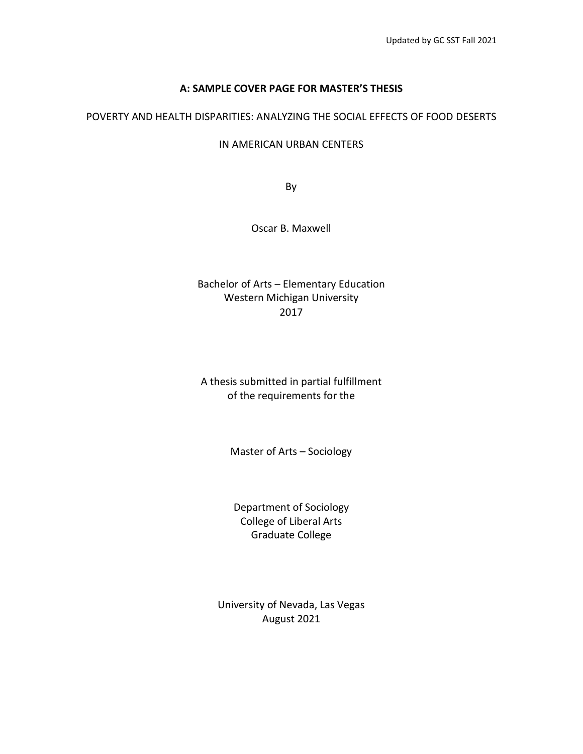Updated by GC SST Fall 2021

**A: SAMPLE COVER PAGE FOR MASTER'S THESIS**

POVERTY AND HEALTH DISPARITIES: ANALYZING THE SOCIAL EFFECTS OF FOOD DESERTS

IN AMERICAN URBAN CENTERS

By

Oscar B. Maxwell

Bachelor of Arts – Elementary Education
Western Michigan University
2017

A thesis submitted in partial fulfillment
of the requirements for the

Master of Arts – Sociology

Department of Sociology
College of Liberal Arts
Graduate College

University of Nevada, Las Vegas
August 2021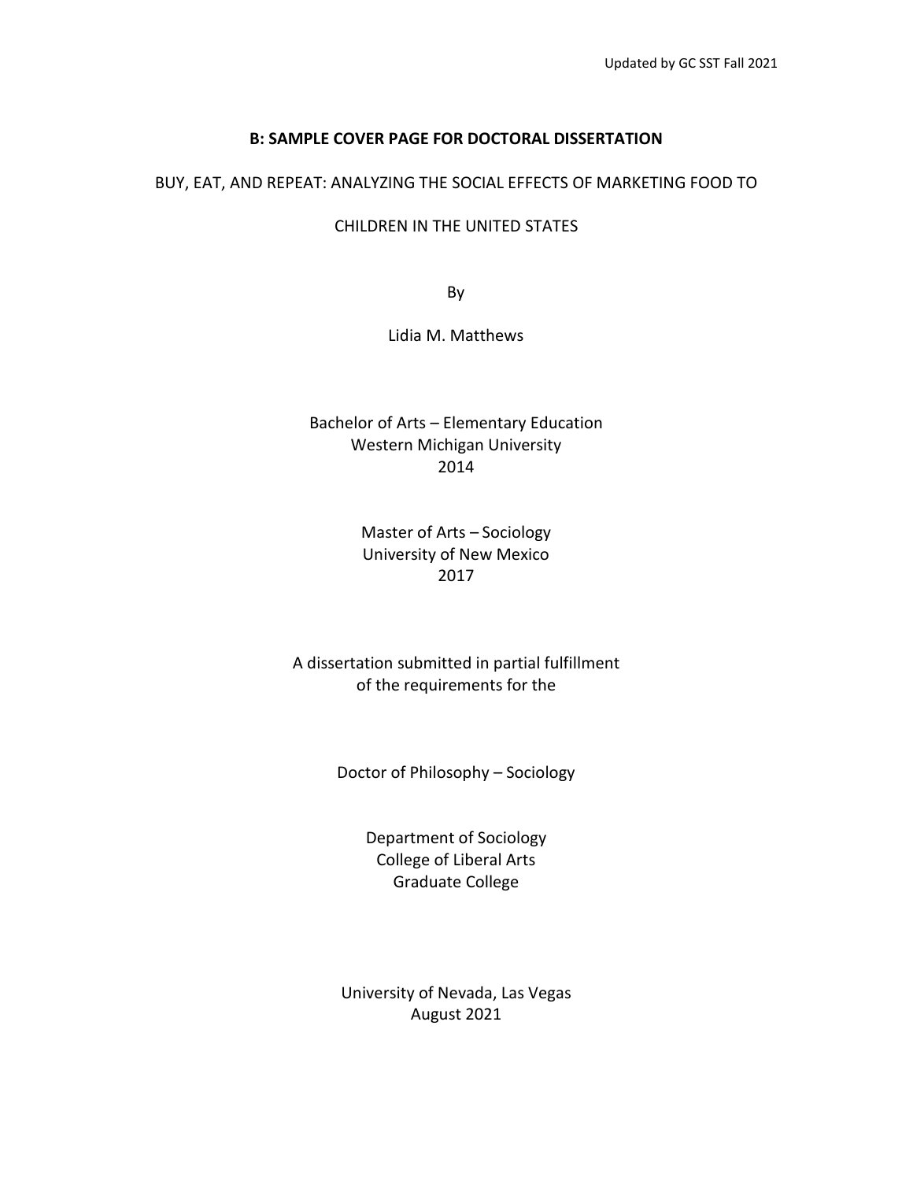## B: SAMPLE COVER PAGE FOR DOCTORAL DISSERTATION

BUY, EAT, AND REPEAT: ANALYZING THE SOCIAL EFFECTS OF MARKETING FOOD TO CHILDREN IN THE UNITED STATES

By

Lidia M. Matthews

Bachelor of Arts – Elementary Education
Western Michigan University
2014

Master of Arts – Sociology
University of New Mexico
2017

A dissertation submitted in partial fulfillment
of the requirements for the

Doctor of Philosophy – Sociology

Department of Sociology
College of Liberal Arts
Graduate College

University of Nevada, Las Vegas
August 2021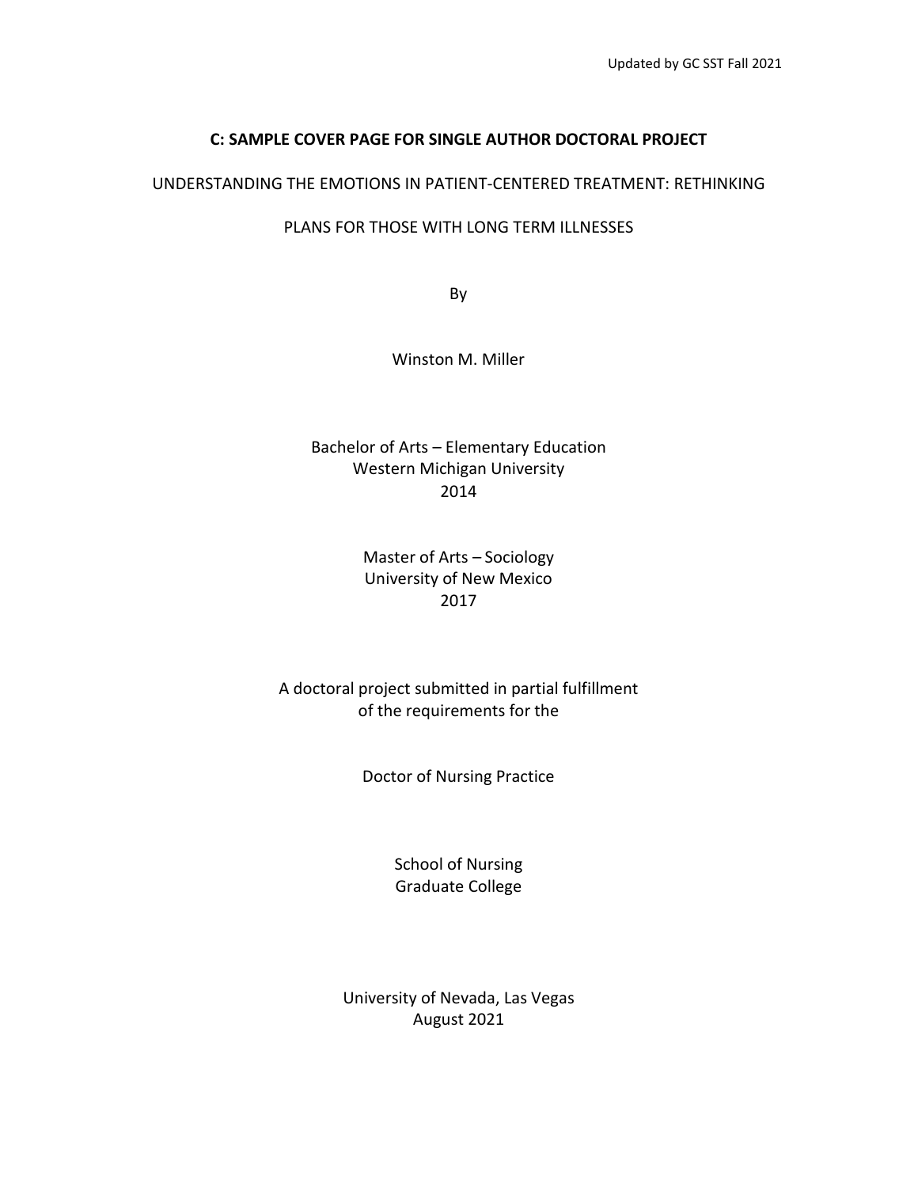## C: SAMPLE COVER PAGE FOR SINGLE AUTHOR DOCTORAL PROJECT

UNDERSTANDING THE EMOTIONS IN PATIENT-CENTERED TREATMENT: RETHINKING PLANS FOR THOSE WITH LONG TERM ILLNESSES

By

Winston M. Miller

Bachelor of Arts – Elementary Education
Western Michigan University
2014

Master of Arts – Sociology
University of New Mexico
2017

A doctoral project submitted in partial fulfillment
of the requirements for the

Doctor of Nursing Practice

School of Nursing
Graduate College

University of Nevada, Las Vegas
August 2021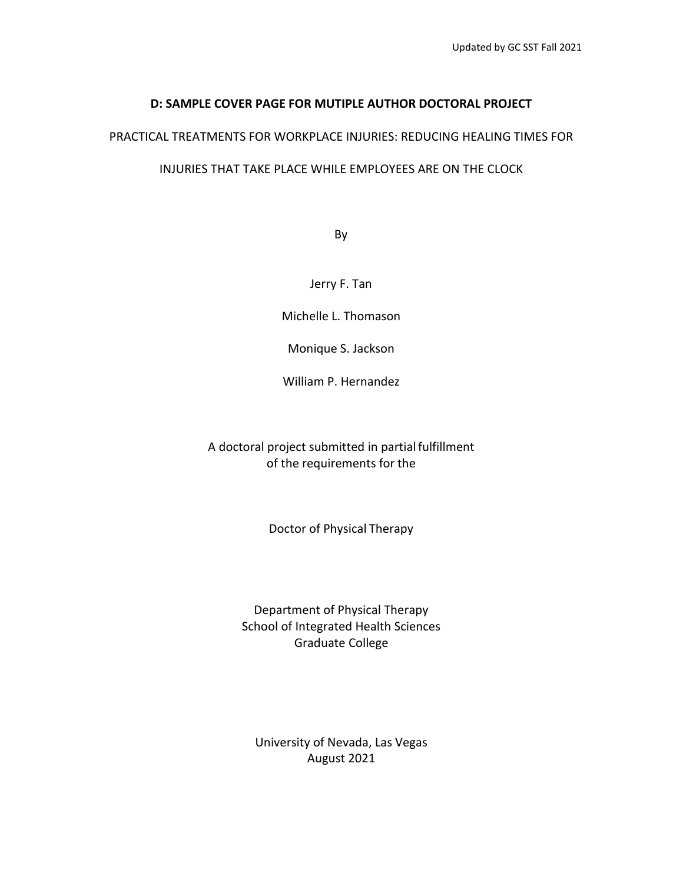**D: SAMPLE COVER PAGE FOR MUTIPLE AUTHOR DOCTORAL PROJECT**

PRACTICAL TREATMENTS FOR WORKPLACE INJURIES: REDUCING HEALING TIMES FOR INJURIES THAT TAKE PLACE WHILE EMPLOYEES ARE ON THE CLOCK

By

Jerry F. Tan

Michelle L. Thomason

Monique S. Jackson

William P. Hernandez

A doctoral project submitted in partial fulfillment
of the requirements for the

Doctor of Physical Therapy

Department of Physical Therapy
School of Integrated Health Sciences
Graduate College

University of Nevada, Las Vegas
August 2021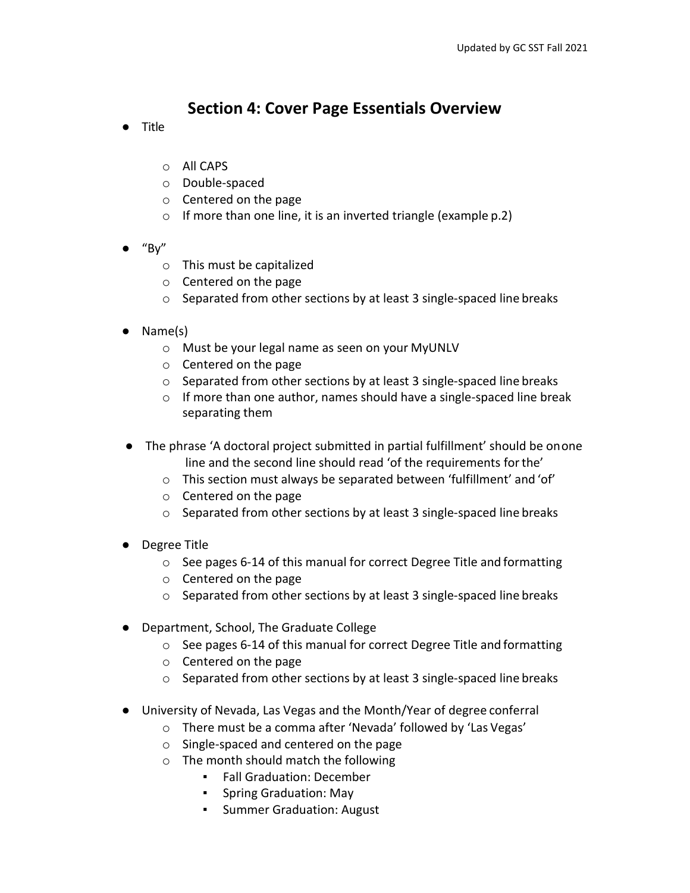## Section 4: Cover Page Essentials Overview

- Title
  - All CAPS
  - Double-spaced
  - Centered on the page
  - If more than one line, it is an inverted triangle (example p.2)
- "By"
  - This must be capitalized
  - Centered on the page
  - Separated from other sections by at least 3 single-spaced line breaks
- Name(s)
  - Must be your legal name as seen on your MyUNLV
  - Centered on the page
  - Separated from other sections by at least 3 single-spaced line breaks
  - If more than one author, names should have a single-spaced line break separating them
- The phrase 'A doctoral project submitted in partial fulfillment' should be on one line and the second line should read 'of the requirements for the'
  - This section must always be separated between 'fulfillment' and 'of'
  - Centered on the page
  - Separated from other sections by at least 3 single-spaced line breaks
- Degree Title
  - See pages 6-14 of this manual for correct Degree Title and formatting
  - Centered on the page
  - Separated from other sections by at least 3 single-spaced line breaks
- Department, School, The Graduate College
  - See pages 6-14 of this manual for correct Degree Title and formatting
  - Centered on the page
  - Separated from other sections by at least 3 single-spaced line breaks
- University of Nevada, Las Vegas and the Month/Year of degree conferral
  - There must be a comma after 'Nevada' followed by 'Las Vegas'
  - Single-spaced and centered on the page
  - The month should match the following
    - Fall Graduation: December
    - Spring Graduation: May
    - Summer Graduation: August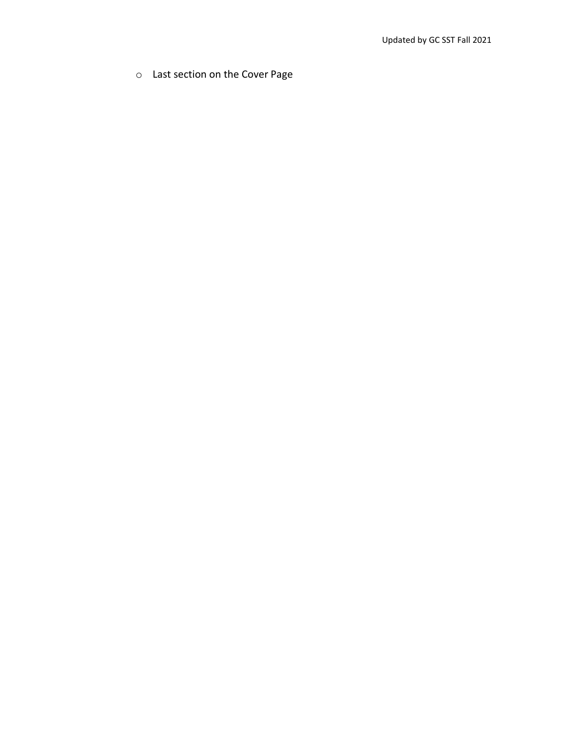- Last section on the Cover Page